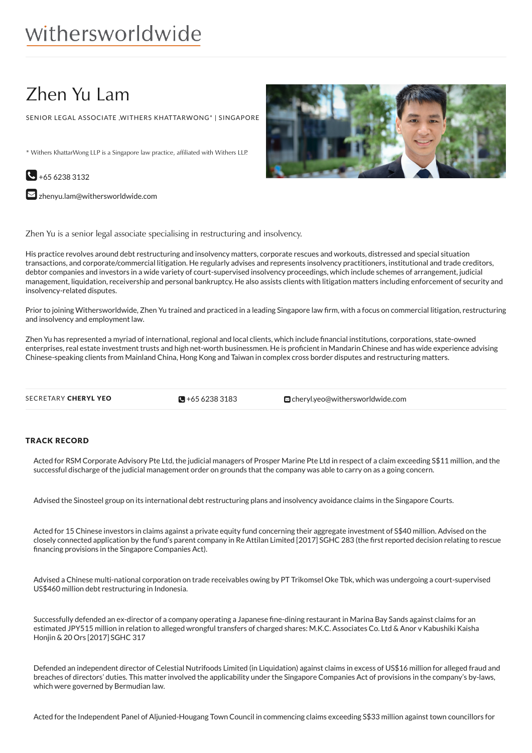# withersworldwide

# Zhen Yu Lam

SENIOR LEGAL ASSOCIATE ,WITHERS KHATTARWONG* | SINGAPORE

* Withers KhattarWong LLP is a Singapore law practice, affiliated with Withers LLP.

+65 6238 3132

zhenyu.lam@withersworldwide.com

Zhen Yu is a senior legal associate specialising in restructuring and insolvency.

His practice revolves around debt restructuring and insolvency matters, corporate rescues and workouts, distressed and special situation transactions, and corporate/commercial litigation. He regularly advises and represents insolvency practitioners, institutional and trade creditors, debtor companies and investors in a wide variety of court-supervised insolvency proceedings, which include schemes of arrangement, judicial management, liquidation, receivership and personal bankruptcy. He also assists clients with litigation matters including enforcement of security and insolvency-related disputes.

Prior to joining Withersworldwide, Zhen Yu trained and practiced in a leading Singapore law firm, with a focus on commercial litigation, restructuring and insolvency and employment law.

Zhen Yu has represented a myriad of international, regional and local clients, which include financial institutions, corporations, state-owned enterprises, real estate investment trusts and high net-worth businessmen. He is proficient in Mandarin Chinese and has wide experience advising Chinese-speaking clients from Mainland China, Hong Kong and Taiwan in complex cross border disputes and restructuring matters.

SECRETARY **CHERYL YEO** +65 6238 3183 cheryl.yeo@withersworldwide.com

## TRACK RECORD

Acted for RSM Corporate Advisory Pte Ltd, the judicial managers of Prosper Marine Pte Ltd in respect of a claim exceeding S$11 million, and the successful discharge of the judicial management order on grounds that the company was able to carry on as a going concern.

Advised the Sinosteel group on its international debt restructuring plans and insolvency avoidance claims in the Singapore Courts.

Acted for 15 Chinese investors in claims against a private equity fund concerning their aggregate investment of S$40 million. Advised on the closely connected application by the fund's parent company in Re Attilan Limited [2017] SGHC 283 (the first reported decision relating to rescue financing provisions in the Singapore Companies Act).

Advised a Chinese multi-national corporation on trade receivables owing by PT Trikomsel Oke Tbk, which was undergoing a court-supervised US$460 million debt restructuring in Indonesia.

Successfully defended an ex-director of a company operating a Japanese fine-dining restaurant in Marina Bay Sands against claims for an estimated JPY515 million in relation to alleged wrongful transfers of charged shares: M.K.C. Associates Co. Ltd & Anor v Kabushiki Kaisha Honjin & 20 Ors [2017] SGHC 317

Defended an independent director of Celestial Nutrifoods Limited (in Liquidation) against claims in excess of US$16 million for alleged fraud and breaches of directors' duties. This matter involved the applicability under the Singapore Companies Act of provisions in the company's by-laws, which were governed by Bermudian law.

Acted for the Independent Panel of Aljunied-Hougang Town Council in commencing claims exceeding S$33 million against town councillors for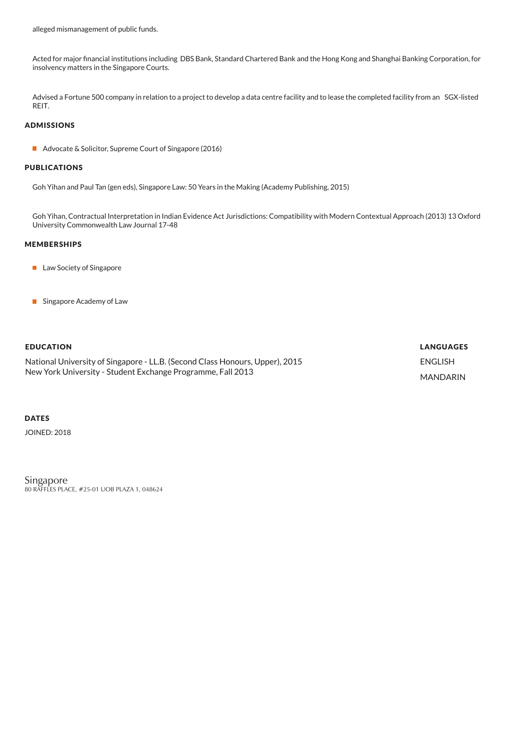alleged mismanagement of public funds.

Acted for major financial institutions including DBS Bank, Standard Chartered Bank and the Hong Kong and Shanghai Banking Corporation, for insolvency matters in the Singapore Courts.

Advised a Fortune 500 company in relation to a project to develop a data centre facility and to lease the completed facility from an SGX-listed REIT.

## ADMISSIONS

- Advocate & Solicitor, Supreme Court of Singapore (2016)

## PUBLICATIONS

Goh Yihan and Paul Tan (gen eds), Singapore Law: 50 Years in the Making (Academy Publishing, 2015)

Goh Yihan, Contractual Interpretation in Indian Evidence Act Jurisdictions: Compatibility with Modern Contextual Approach (2013) 13 Oxford University Commonwealth Law Journal 17-48

## MEMBERSHIPS

- Law Society of Singapore
- Singapore Academy of Law

## EDUCATION

National University of Singapore - LL.B. (Second Class Honours, Upper), 2015
New York University - Student Exchange Programme, Fall 2013

## LANGUAGES

ENGLISH

MANDARIN

## DATES

JOINED: 2018

Singapore
80 RAFFLES PLACE, #25-01 UOB PLAZA 1, 048624